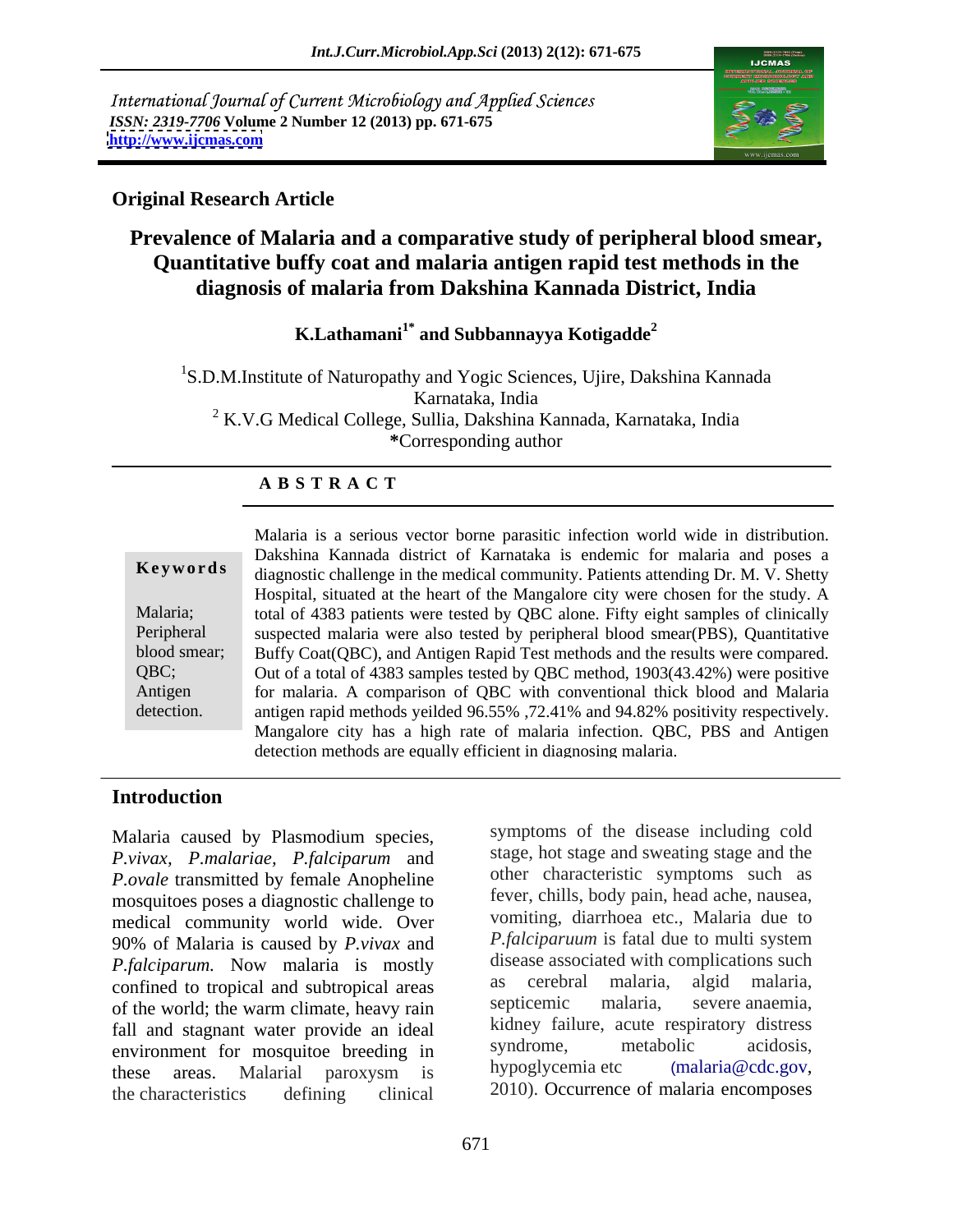International Journal of Current Microbiology and Applied Sciences
*ISSN: 2319-7706* **Volume 2 Number 12 (2013) pp. 671-675**
**http://www.ijcmas.com**

**Original Research Article**

# Prevalence of Malaria and a comparative study of peripheral blood smear, Quantitative buffy coat and malaria antigen rapid test methods in the diagnosis of malaria from Dakshina Kannada District, India

**K.Lathamani[1*] and Subbannayya Kotigadde[2]**

[1]S.D.M.Institute of Naturopathy and Yogic Sciences, Ujire, Dakshina Kannada Karnataka, India
[2] K.V.G Medical College, Sullia, Dakshina Kannada, Karnataka, India
**\***Corresponding author

## A B S T R A C T

**Keywords**

Malaria; Peripheral blood smear; QBC; Antigen detection.

Malaria is a serious vector borne parasitic infection world wide in distribution. Dakshina Kannada district of Karnataka is endemic for malaria and poses a diagnostic challenge in the medical community. Patients attending Dr. M. V. Shetty Hospital, situated at the heart of the Mangalore city were chosen for the study. A total of 4383 patients were tested by QBC alone. Fifty eight samples of clinically suspected malaria were also tested by peripheral blood smear(PBS), Quantitative Buffy Coat(QBC), and Antigen Rapid Test methods and the results were compared. Out of a total of 4383 samples tested by QBC method, 1903(43.42%) were positive for malaria. A comparison of QBC with conventional thick blood and Malaria antigen rapid methods yeilded 96.55% ,72.41% and 94.82% positivity respectively. Mangalore city has a high rate of malaria infection. QBC, PBS and Antigen detection methods are equally efficient in diagnosing malaria.

## Introduction

Malaria caused by Plasmodium species, *P.vivax, P.malariae*, *P.falciparum* and *P.ovale* transmitted by female Anopheline mosquitoes poses a diagnostic challenge to medical community world wide. Over 90% of Malaria is caused by *P.vivax* and *P.falciparum.* Now malaria is mostly confined to tropical and subtropical areas of the world; the warm climate, heavy rain fall and stagnant water provide an ideal environment for mosquitoe breeding in these areas. Malarial paroxysm is the characteristics defining clinical symptoms of the disease including cold stage, hot stage and sweating stage and the other characteristic symptoms such as fever, chills, body pain, head ache, nausea, vomiting, diarrhoea etc., Malaria due to *P.falciparuum* is fatal due to multi system disease associated with complications such as cerebral malaria, algid malaria, septicemic malaria, severe anaemia, kidney failure, acute respiratory distress syndrome, metabolic acidosis, hypoglycemia etc (malaria@cdc.gov, 2010). Occurrence of malaria encomposes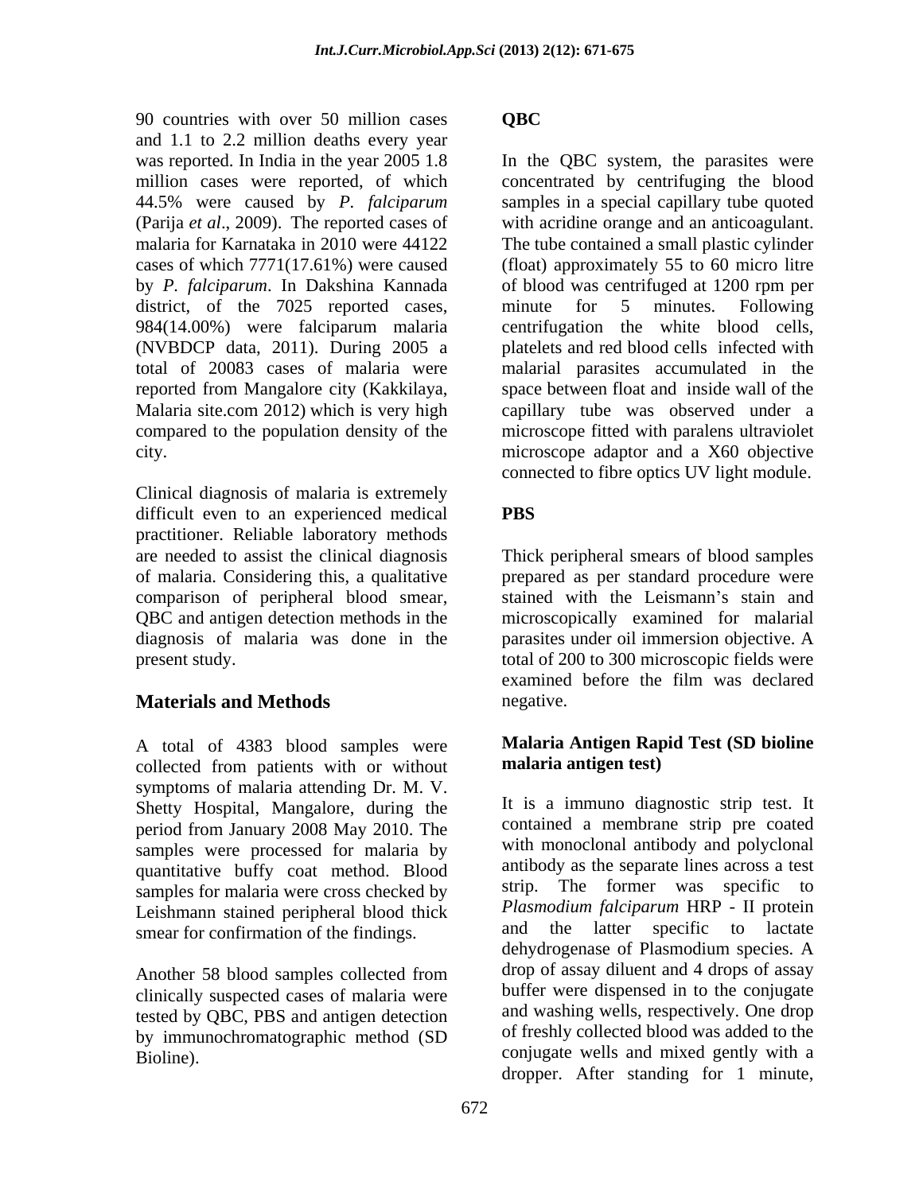90 countries with over 50 million cases and 1.1 to 2.2 million deaths every year was reported. In India in the year 2005 1.8 million cases were reported, of which 44.5% were caused by *P. falciparum* (Parija *et al*., 2009). The reported cases of malaria for Karnataka in 2010 were 44122 cases of which 7771(17.61%) were caused by *P. falciparum*. In Dakshina Kannada district, of the 7025 reported cases, 984(14.00%) were falciparum malaria (NVBDCP data, 2011). During 2005 a total of 20083 cases of malaria were reported from Mangalore city (Kakkilaya, Malaria site.com 2012) which is very high compared to the population density of the city.

Clinical diagnosis of malaria is extremely difficult even to an experienced medical practitioner. Reliable laboratory methods are needed to assist the clinical diagnosis of malaria. Considering this, a qualitative comparison of peripheral blood smear, QBC and antigen detection methods in the diagnosis of malaria was done in the present study.

## Materials and Methods

A total of 4383 blood samples were collected from patients with or without symptoms of malaria attending Dr. M. V. Shetty Hospital, Mangalore, during the period from January 2008 May 2010. The samples were processed for malaria by quantitative buffy coat method. Blood samples for malaria were cross checked by Leishmann stained peripheral blood thick smear for confirmation of the findings.

Another 58 blood samples collected from clinically suspected cases of malaria were tested by QBC, PBS and antigen detection by immunochromatographic method (SD Bioline).

### QBC

In the QBC system, the parasites were concentrated by centrifuging the blood samples in a special capillary tube quoted with acridine orange and an anticoagulant. The tube contained a small plastic cylinder (float) approximately 55 to 60 micro litre of blood was centrifuged at 1200 rpm per minute for 5 minutes. Following centrifugation the white blood cells, platelets and red blood cells infected with malarial parasites accumulated in the space between float and inside wall of the capillary tube was observed under a microscope fitted with paralens ultraviolet microscope adaptor and a X60 objective connected to fibre optics UV light module.

### PBS

Thick peripheral smears of blood samples prepared as per standard procedure were stained with the Leismann's stain and microscopically examined for malarial parasites under oil immersion objective. A total of 200 to 300 microscopic fields were examined before the film was declared negative.

### Malaria Antigen Rapid Test (SD bioline malaria antigen test)

It is a immuno diagnostic strip test. It contained a membrane strip pre coated with monoclonal antibody and polyclonal antibody as the separate lines across a test strip. The former was specific to *Plasmodium falciparum* HRP - II protein and the latter specific to lactate dehydrogenase of Plasmodium species. A drop of assay diluent and 4 drops of assay buffer were dispensed in to the conjugate and washing wells, respectively. One drop of freshly collected blood was added to the conjugate wells and mixed gently with a dropper. After standing for 1 minute,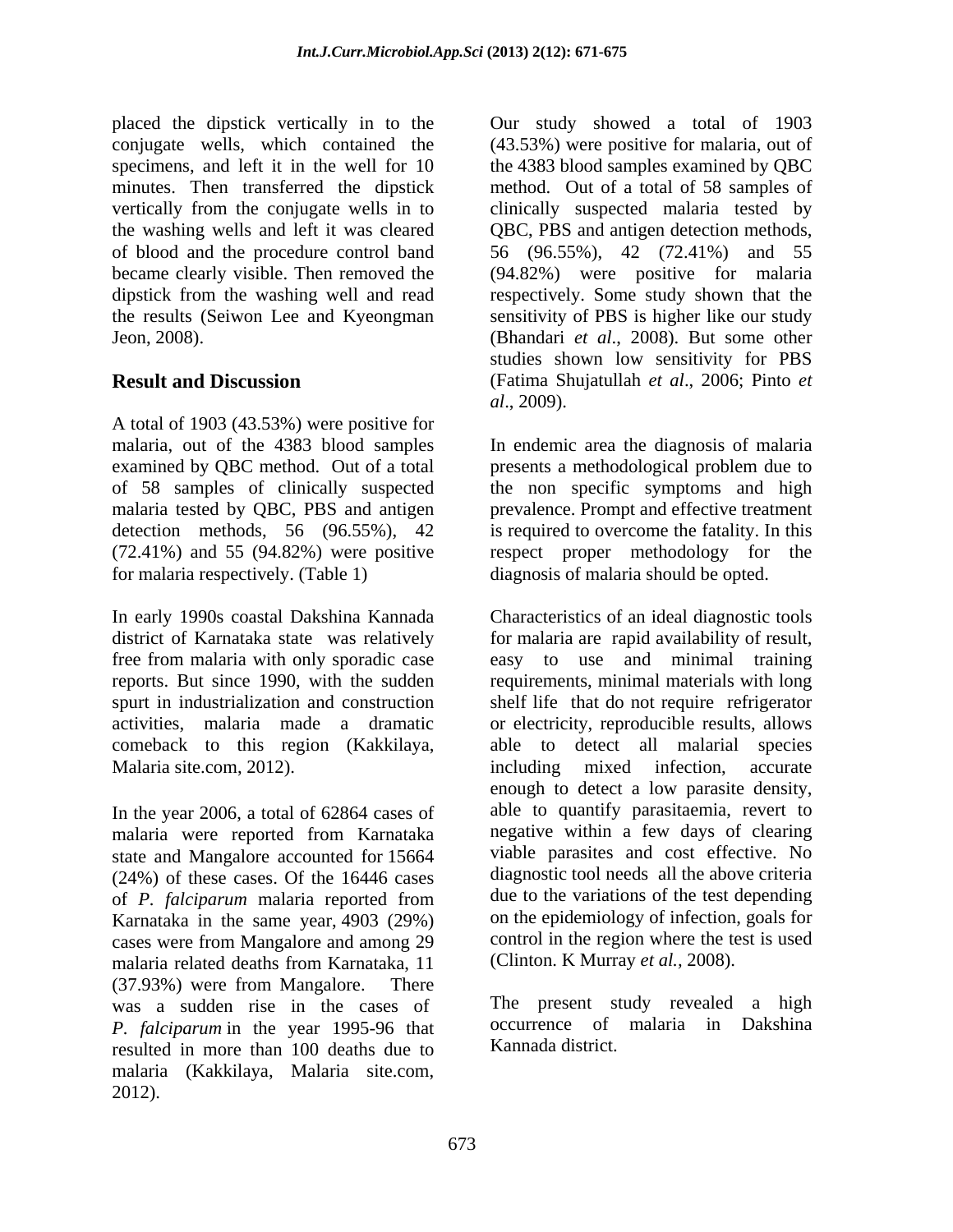placed the dipstick vertically in to the conjugate wells, which contained the specimens, and left it in the well for 10 minutes. Then transferred the dipstick vertically from the conjugate wells in to the washing wells and left it was cleared of blood and the procedure control band became clearly visible. Then removed the dipstick from the washing well and read the results (Seiwon Lee and Kyeongman Jeon, 2008).

## Result and Discussion

A total of 1903 (43.53%) were positive for malaria, out of the 4383 blood samples examined by QBC method. Out of a total of 58 samples of clinically suspected malaria tested by QBC, PBS and antigen detection methods, 56 (96.55%), 42 (72.41%) and 55 (94.82%) were positive for malaria respectively. (Table 1)

In early 1990s coastal Dakshina Kannada district of Karnataka state was relatively free from malaria with only sporadic case reports. But since 1990, with the sudden spurt in industrialization and construction activities, malaria made a dramatic comeback to this region (Kakkilaya, Malaria site.com, 2012).

In the year 2006, a total of 62864 cases of malaria were reported from Karnataka state and Mangalore accounted for 15664 (24%) of these cases. Of the 16446 cases of *P. falciparum* malaria reported from Karnataka in the same year, 4903 (29%) cases were from Mangalore and among 29 malaria related deaths from Karnataka, 11 (37.93%) were from Mangalore. There was a sudden rise in the cases of *P. falciparum* in the year 1995-96 that resulted in more than 100 deaths due to malaria (Kakkilaya, Malaria site.com, 2012).

Our study showed a total of 1903 (43.53%) were positive for malaria, out of the 4383 blood samples examined by QBC method. Out of a total of 58 samples of clinically suspected malaria tested by QBC, PBS and antigen detection methods, 56 (96.55%), 42 (72.41%) and 55 (94.82%) were positive for malaria respectively. Some study shown that the sensitivity of PBS is higher like our study (Bhandari *et al*., 2008). But some other studies shown low sensitivity for PBS (Fatima Shujatullah *et al*., 2006; Pinto *et al*., 2009).

In endemic area the diagnosis of malaria presents a methodological problem due to the non specific symptoms and high prevalence. Prompt and effective treatment is required to overcome the fatality. In this respect proper methodology for the diagnosis of malaria should be opted.

Characteristics of an ideal diagnostic tools for malaria are rapid availability of result, easy to use and minimal training requirements, minimal materials with long shelf life that do not require refrigerator or electricity, reproducible results, allows able to detect all malarial species including mixed infection, accurate enough to detect a low parasite density, able to quantify parasitaemia, revert to negative within a few days of clearing viable parasites and cost effective. No diagnostic tool needs all the above criteria due to the variations of the test depending on the epidemiology of infection, goals for control in the region where the test is used (Clinton. K Murray *et al.,* 2008).

The present study revealed a high occurrence of malaria in Dakshina Kannada district.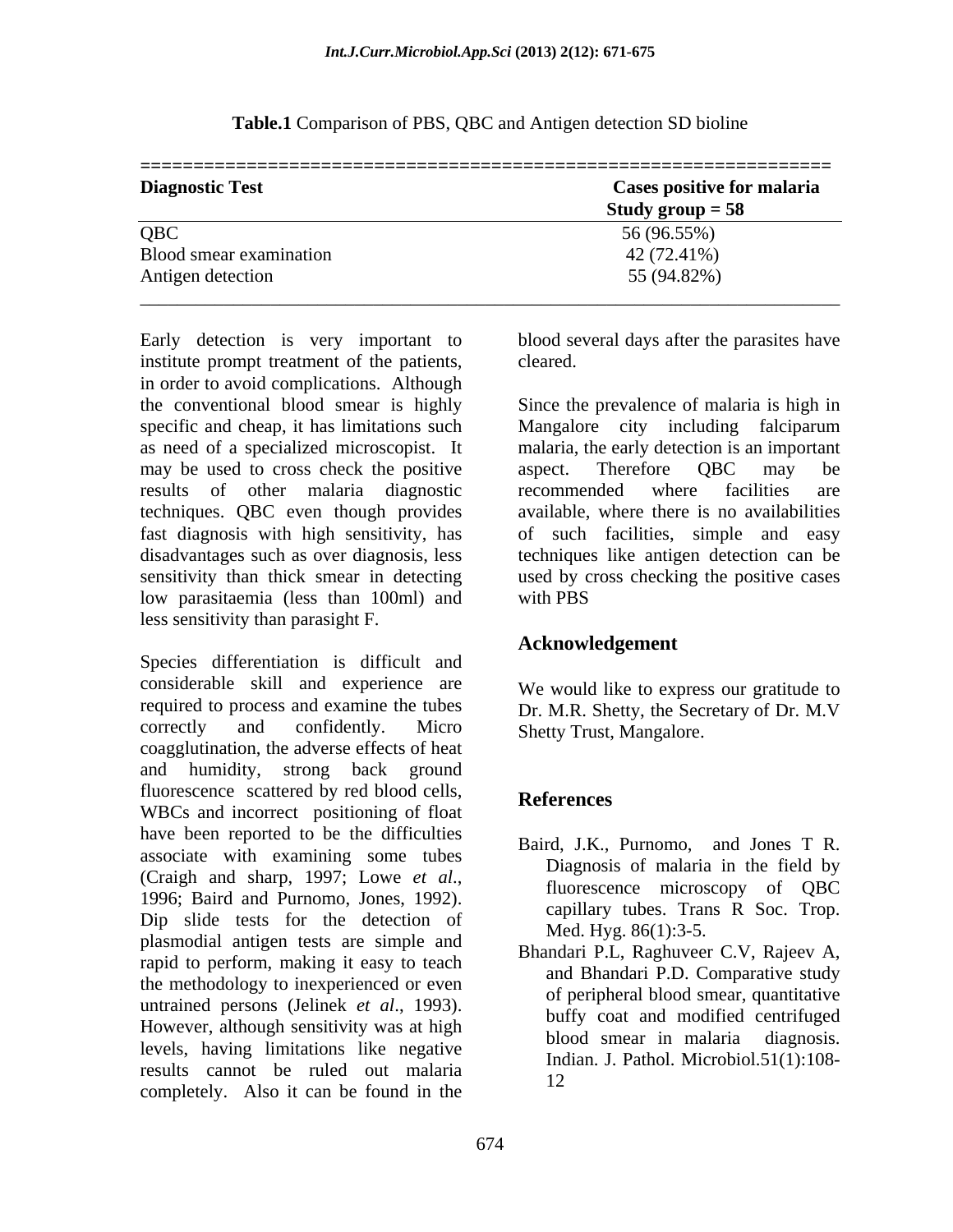**Table.1** Comparison of PBS, QBC and Antigen detection SD bioline

| Diagnostic Test | Cases positive for malaria Study group = 58 |
| --- | --- |
| QBC | 56 (96.55%) |
| Blood smear examination | 42 (72.41%) |
| Antigen detection | 55 (94.82%) |

Early detection is very important to institute prompt treatment of the patients, in order to avoid complications. Although the conventional blood smear is highly specific and cheap, it has limitations such as need of a specialized microscopist. It may be used to cross check the positive results of other malaria diagnostic techniques. QBC even though provides fast diagnosis with high sensitivity, has disadvantages such as over diagnosis, less sensitivity than thick smear in detecting low parasitaemia (less than 100ml) and less sensitivity than parasight F.

Species differentiation is difficult and considerable skill and experience are required to process and examine the tubes correctly and confidently. Micro coagglutination, the adverse effects of heat and humidity, strong back ground fluorescence scattered by red blood cells, WBCs and incorrect positioning of float have been reported to be the difficulties associate with examining some tubes (Craigh and sharp, 1997; Lowe *et al*., 1996; Baird and Purnomo, Jones, 1992). Dip slide tests for the detection of plasmodial antigen tests are simple and rapid to perform, making it easy to teach the methodology to inexperienced or even untrained persons (Jelinek *et al*., 1993). However, although sensitivity was at high levels, having limitations like negative results cannot be ruled out malaria completely. Also it can be found in the blood several days after the parasites have cleared.

Since the prevalence of malaria is high in Mangalore city including falciparum malaria, the early detection is an important aspect. Therefore QBC may be recommended where facilities are available, where there is no availabilities of such facilities, simple and easy techniques like antigen detection can be used by cross checking the positive cases with PBS

## Acknowledgement

We would like to express our gratitude to Dr. M.R. Shetty, the Secretary of Dr. M.V Shetty Trust, Mangalore.

## References

Baird, J.K., Purnomo, and Jones T R. Diagnosis of malaria in the field by fluorescence microscopy of QBC capillary tubes. Trans R Soc. Trop. Med. Hyg. 86(1):3-5.

Bhandari P.L, Raghuveer C.V, Rajeev A, and Bhandari P.D. Comparative study of peripheral blood smear, quantitative buffy coat and modified centrifuged blood smear in malaria diagnosis. Indian. J. Pathol. Microbiol.51(1):108-12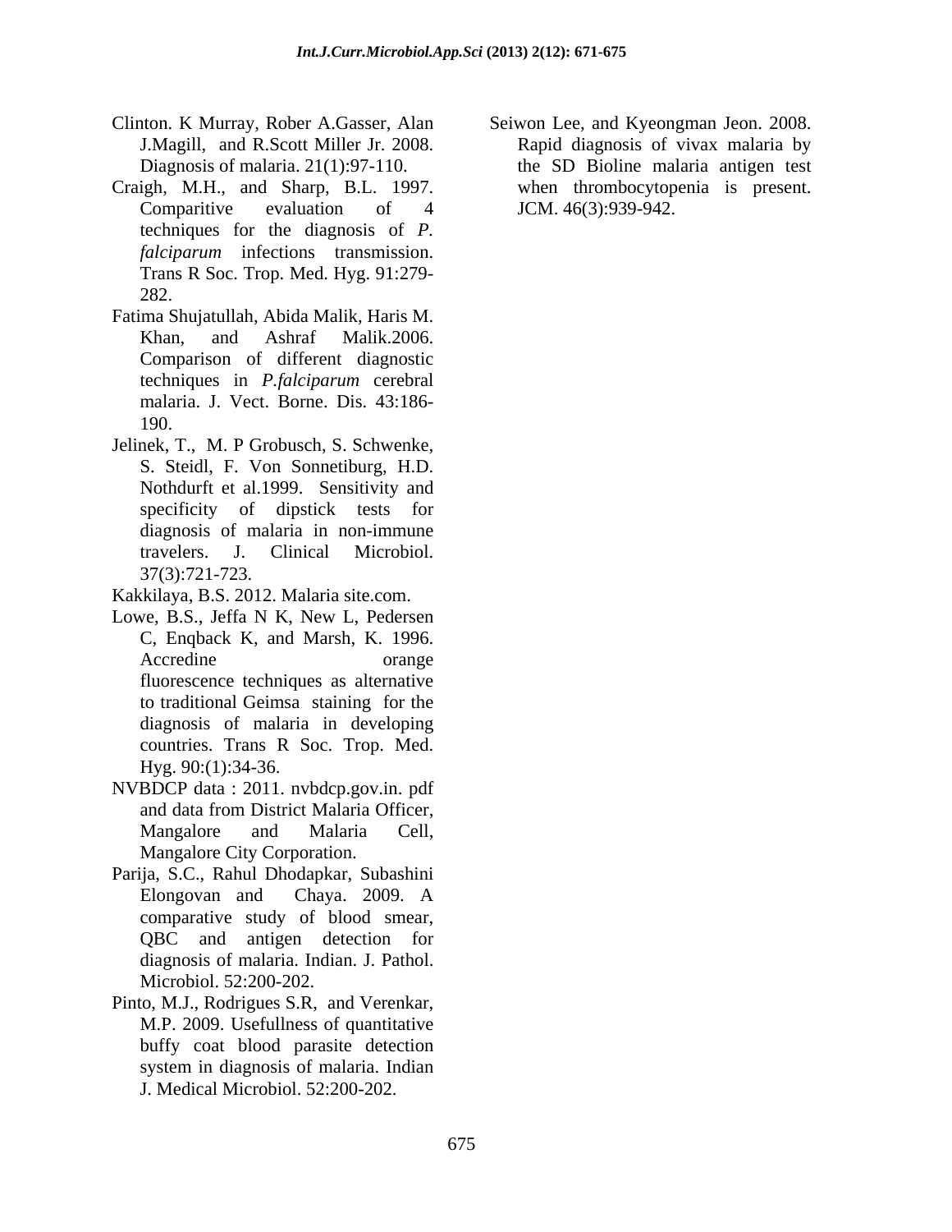Clinton. K Murray, Rober A.Gasser, Alan J.Magill, and R.Scott Miller Jr. 2008. Diagnosis of malaria. 21(1):97-110.

Craigh, M.H., and Sharp, B.L. 1997. Comparitive evaluation of 4 techniques for the diagnosis of *P. falciparum* infections transmission. Trans R Soc. Trop. Med. Hyg. 91:279-282.

Fatima Shujatullah, Abida Malik, Haris M. Khan, and Ashraf Malik.2006. Comparison of different diagnostic techniques in *P.falciparum* cerebral malaria. J. Vect. Borne. Dis. 43:186-190.

Jelinek, T., M. P Grobusch, S. Schwenke, S. Steidl, F. Von Sonnetiburg, H.D. Nothdurft et al.1999. Sensitivity and specificity of dipstick tests for diagnosis of malaria in non-immune travelers. J. Clinical Microbiol. 37(3):721-723.

Kakkilaya, B.S. 2012. Malaria site.com.

Lowe, B.S., Jeffa N K, New L, Pedersen C, Enqback K, and Marsh, K. 1996. Accredine orange fluorescence techniques as alternative to traditional Geimsa staining for the diagnosis of malaria in developing countries. Trans R Soc. Trop. Med. Hyg. 90:(1):34-36.

NVBDCP data : 2011. nvbdcp.gov.in. pdf and data from District Malaria Officer, Mangalore and Malaria Cell, Mangalore City Corporation.

Parija, S.C., Rahul Dhodapkar, Subashini Elongovan and Chaya. 2009. A comparative study of blood smear, QBC and antigen detection for diagnosis of malaria. Indian. J. Pathol. Microbiol. 52:200-202.

Pinto, M.J., Rodrigues S.R, and Verenkar, M.P. 2009. Usefullness of quantitative buffy coat blood parasite detection system in diagnosis of malaria. Indian J. Medical Microbiol. 52:200-202.

Seiwon Lee, and Kyeongman Jeon. 2008. Rapid diagnosis of vivax malaria by the SD Bioline malaria antigen test when thrombocytopenia is present. JCM. 46(3):939-942.